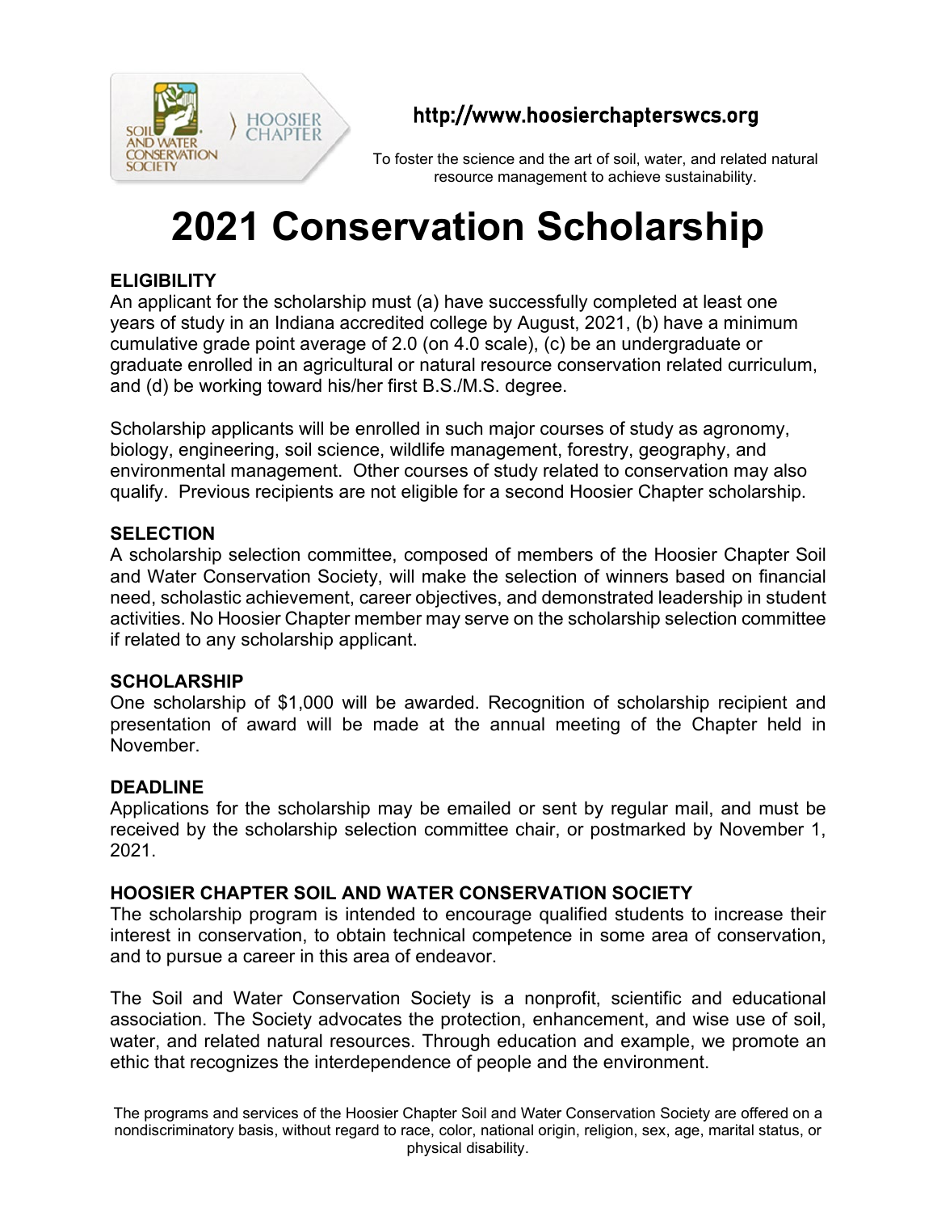SOIL AND WATER CONSERVATION SOCIETY ) HOOSIER CHAPTER

**http://www.hoosierchapterswcs.org**

To foster the science and the art of soil, water, and related natural resource management to achieve sustainability.

# 2021 Conservation Scholarship

**ELIGIBILITY**

An applicant for the scholarship must (a) have successfully completed at least one years of study in an Indiana accredited college by August, 2021, (b) have a minimum cumulative grade point average of 2.0 (on 4.0 scale), (c) be an undergraduate or graduate enrolled in an agricultural or natural resource conservation related curriculum, and (d) be working toward his/her first B.S./M.S. degree.

Scholarship applicants will be enrolled in such major courses of study as agronomy, biology, engineering, soil science, wildlife management, forestry, geography, and environmental management. Other courses of study related to conservation may also qualify. Previous recipients are not eligible for a second Hoosier Chapter scholarship.

**SELECTION**

A scholarship selection committee, composed of members of the Hoosier Chapter Soil and Water Conservation Society, will make the selection of winners based on financial need, scholastic achievement, career objectives, and demonstrated leadership in student activities. No Hoosier Chapter member may serve on the scholarship selection committee if related to any scholarship applicant.

**SCHOLARSHIP**

One scholarship of $1,000 will be awarded. Recognition of scholarship recipient and presentation of award will be made at the annual meeting of the Chapter held in November.

**DEADLINE**

Applications for the scholarship may be emailed or sent by regular mail, and must be received by the scholarship selection committee chair, or postmarked by November 1, 2021.

**HOOSIER CHAPTER SOIL AND WATER CONSERVATION SOCIETY**

The scholarship program is intended to encourage qualified students to increase their interest in conservation, to obtain technical competence in some area of conservation, and to pursue a career in this area of endeavor.

The Soil and Water Conservation Society is a nonprofit, scientific and educational association. The Society advocates the protection, enhancement, and wise use of soil, water, and related natural resources. Through education and example, we promote an ethic that recognizes the interdependence of people and the environment.

The programs and services of the Hoosier Chapter Soil and Water Conservation Society are offered on a nondiscriminatory basis, without regard to race, color, national origin, religion, sex, age, marital status, or physical disability.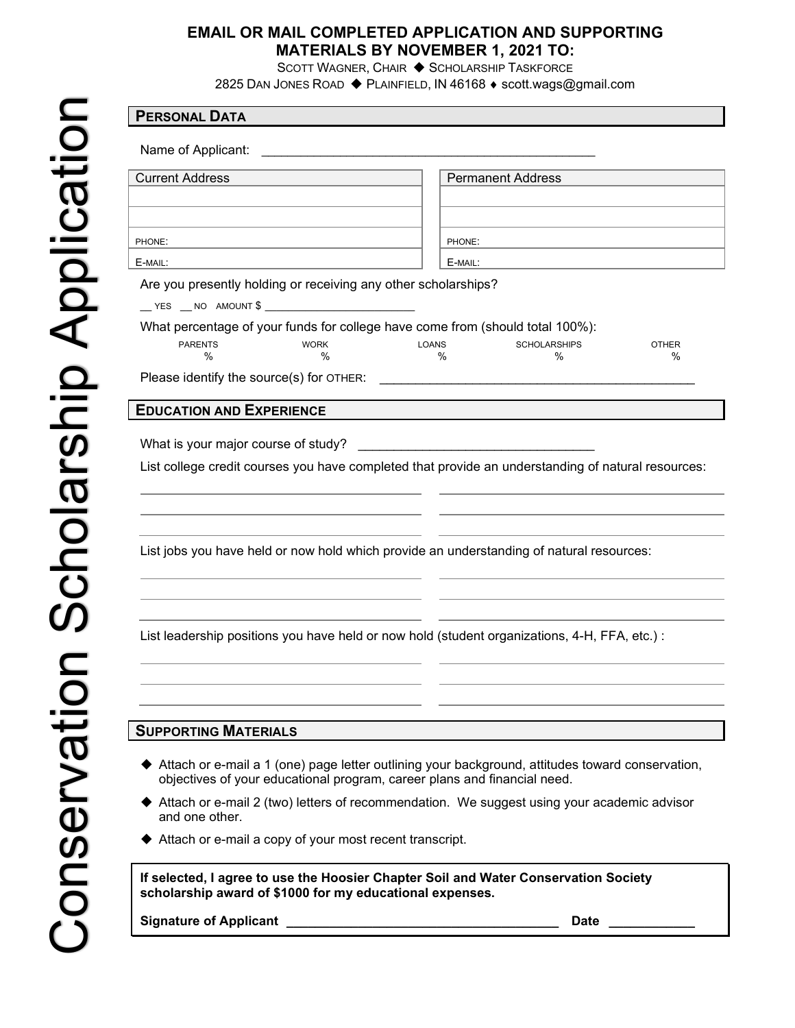# Conservation Scholarship Application

**EMAIL OR MAIL COMPLETED APPLICATION AND SUPPORTING MATERIALS BY NOVEMBER 1, 2021 TO:**

SCOTT WAGNER, CHAIR ◆ SCHOLARSHIP TASKFORCE
2825 DAN JONES ROAD ◆ PLAINFIELD, IN 46168 ♦ scott.wags@gmail.com

## PERSONAL DATA

Name of Applicant: ______________________________________________

| Current Address | Permanent Address |
|---|---|
| | |
| | |
| PHONE: | PHONE: |
| E-MAIL: | E-MAIL: |

Are you presently holding or receiving any other scholarships?

__ YES __ NO AMOUNT $ _______________________

What percentage of your funds for college have come from (should total 100%):

| PARENTS | WORK | LOANS | SCHOLARSHIPS | OTHER |
|---|---|---|---|---|
| % | % | % | % | % |

Please identify the source(s) for OTHER: ____________________________________________

## EDUCATION AND EXPERIENCE

What is your major course of study? ________________________________

List college credit courses you have completed that provide an understanding of natural resources:

List jobs you have held or now hold which provide an understanding of natural resources:

List leadership positions you have held or now hold (student organizations, 4-H, FFA, etc.) :

## SUPPORTING MATERIALS

- Attach or e-mail a 1 (one) page letter outlining your background, attitudes toward conservation, objectives of your educational program, career plans and financial need.
- Attach or e-mail 2 (two) letters of recommendation. We suggest using your academic advisor and one other.
- Attach or e-mail a copy of your most recent transcript.

**If selected, I agree to use the Hoosier Chapter Soil and Water Conservation Society scholarship award of $1000 for my educational expenses.**

**Signature of Applicant** ______________________________________ **Date** ___________